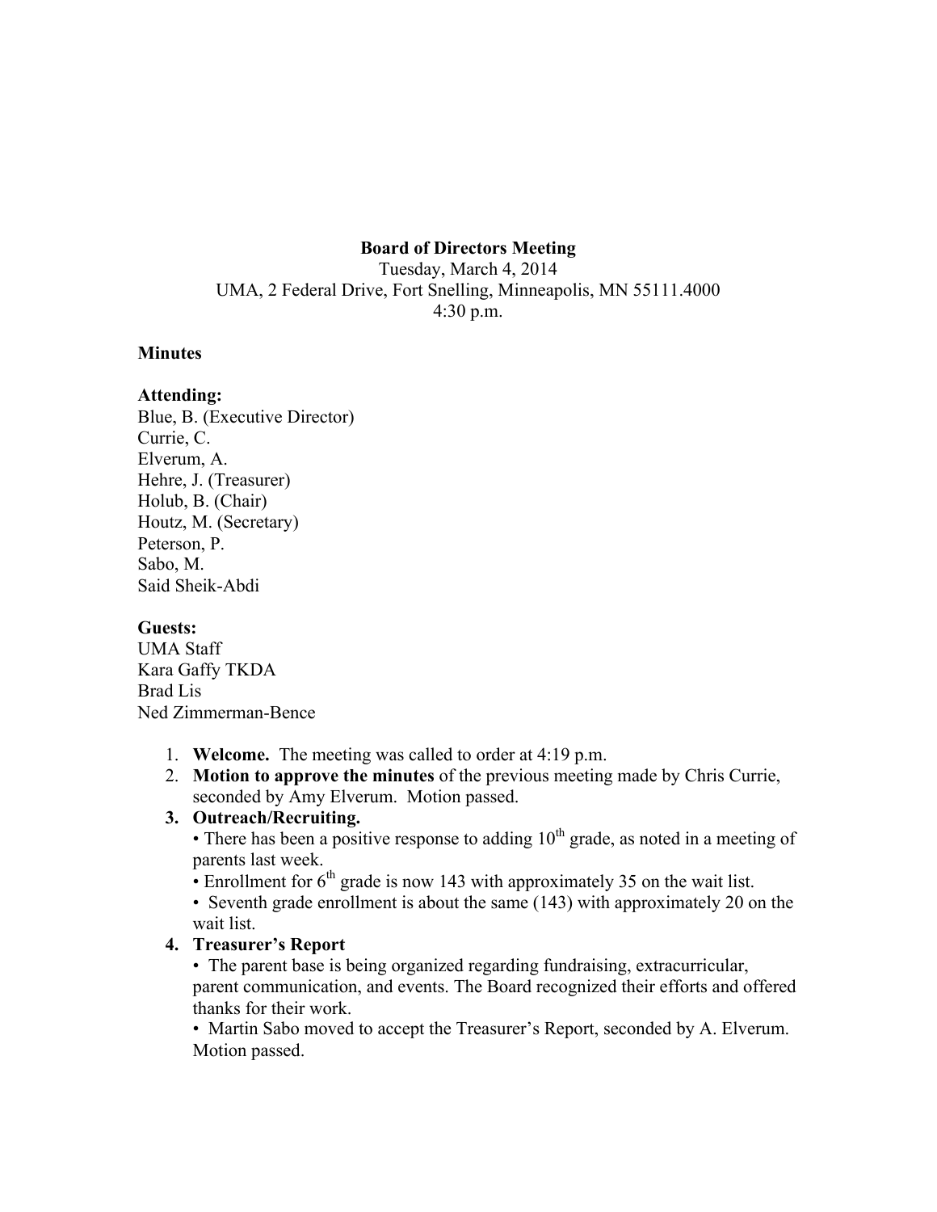**Board of Directors Meeting**

Tuesday, March 4, 2014

UMA, 2 Federal Drive, Fort Snelling, Minneapolis, MN 55111.4000

4:30 p.m.

**Minutes**

**Attending:**

Blue, B. (Executive Director)
Currie, C.
Elverum, A.
Hehre, J. (Treasurer)
Holub, B. (Chair)
Houtz, M. (Secretary)
Peterson, P.
Sabo, M.
Said Sheik-Abdi

**Guests:**

UMA Staff
Kara Gaffy TKDA
Brad Lis
Ned Zimmerman-Bence

1. **Welcome.** The meeting was called to order at 4:19 p.m.
2. **Motion to approve the minutes** of the previous meeting made by Chris Currie, seconded by Amy Elverum. Motion passed.
3. **Outreach/Recruiting.**
   • There has been a positive response to adding 10th grade, as noted in a meeting of parents last week.
   • Enrollment for 6th grade is now 143 with approximately 35 on the wait list.
   • Seventh grade enrollment is about the same (143) with approximately 20 on the wait list.
4. **Treasurer's Report**
   • The parent base is being organized regarding fundraising, extracurricular, parent communication, and events. The Board recognized their efforts and offered thanks for their work.
   • Martin Sabo moved to accept the Treasurer's Report, seconded by A. Elverum. Motion passed.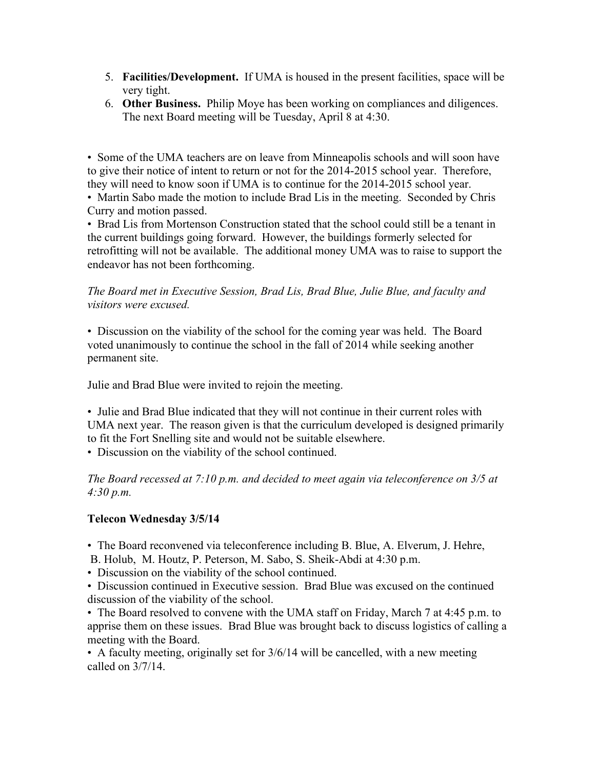5. **Facilities/Development.** If UMA is housed in the present facilities, space will be very tight.
6. **Other Business.** Philip Moye has been working on compliances and diligences. The next Board meeting will be Tuesday, April 8 at 4:30.

• Some of the UMA teachers are on leave from Minneapolis schools and will soon have to give their notice of intent to return or not for the 2014-2015 school year. Therefore, they will need to know soon if UMA is to continue for the 2014-2015 school year.
• Martin Sabo made the motion to include Brad Lis in the meeting. Seconded by Chris Curry and motion passed.
• Brad Lis from Mortenson Construction stated that the school could still be a tenant in the current buildings going forward. However, the buildings formerly selected for retrofitting will not be available. The additional money UMA was to raise to support the endeavor has not been forthcoming.

*The Board met in Executive Session, Brad Lis, Brad Blue, Julie Blue, and faculty and visitors were excused.*

• Discussion on the viability of the school for the coming year was held. The Board voted unanimously to continue the school in the fall of 2014 while seeking another permanent site.

Julie and Brad Blue were invited to rejoin the meeting.

• Julie and Brad Blue indicated that they will not continue in their current roles with UMA next year. The reason given is that the curriculum developed is designed primarily to fit the Fort Snelling site and would not be suitable elsewhere.
• Discussion on the viability of the school continued.

*The Board recessed at 7:10 p.m. and decided to meet again via teleconference on 3/5 at 4:30 p.m.*

**Telecon Wednesday 3/5/14**

• The Board reconvened via teleconference including B. Blue, A. Elverum, J. Hehre, B. Holub, M. Houtz, P. Peterson, M. Sabo, S. Sheik-Abdi at 4:30 p.m.
• Discussion on the viability of the school continued.
• Discussion continued in Executive session. Brad Blue was excused on the continued discussion of the viability of the school.
• The Board resolved to convene with the UMA staff on Friday, March 7 at 4:45 p.m. to apprise them on these issues. Brad Blue was brought back to discuss logistics of calling a meeting with the Board.
• A faculty meeting, originally set for 3/6/14 will be cancelled, with a new meeting called on 3/7/14.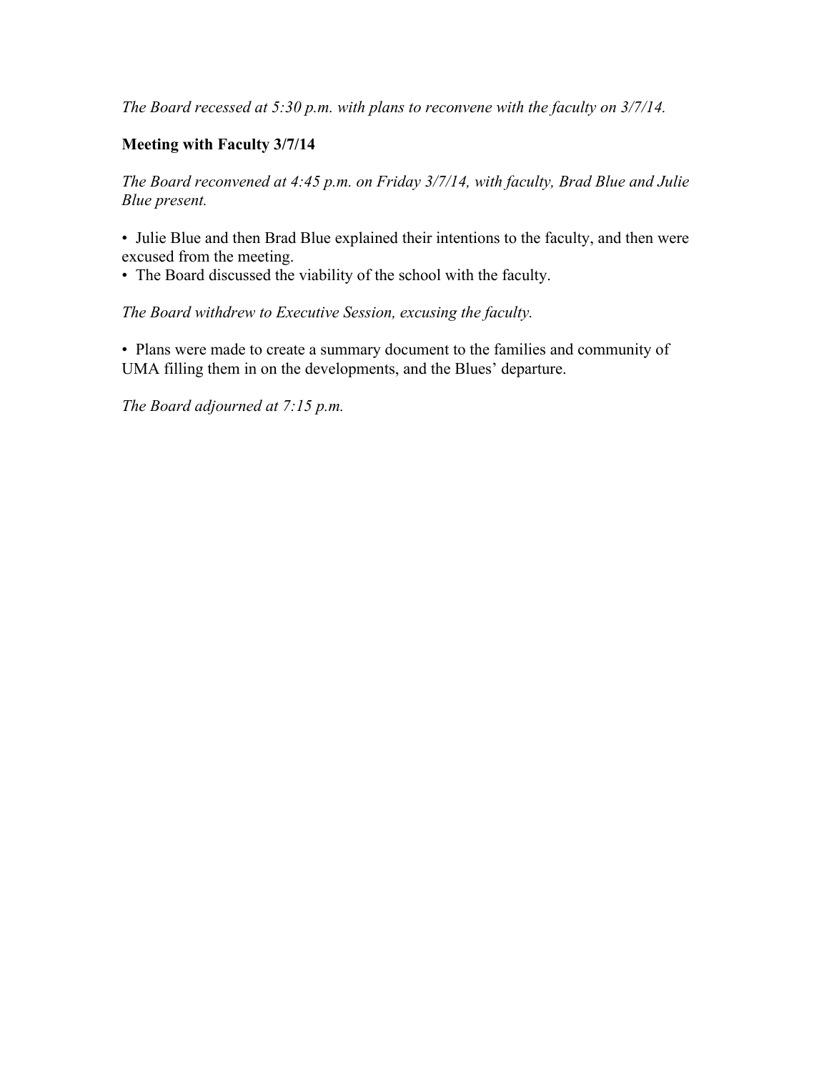*The Board recessed at 5:30 p.m. with plans to reconvene with the faculty on 3/7/14.*

**Meeting with Faculty 3/7/14**

*The Board reconvened at 4:45 p.m. on Friday 3/7/14, with faculty, Brad Blue and Julie Blue present.*

- Julie Blue and then Brad Blue explained their intentions to the faculty, and then were excused from the meeting.
- The Board discussed the viability of the school with the faculty.

*The Board withdrew to Executive Session, excusing the faculty.*

- Plans were made to create a summary document to the families and community of UMA filling them in on the developments, and the Blues' departure.

*The Board adjourned at 7:15 p.m.*